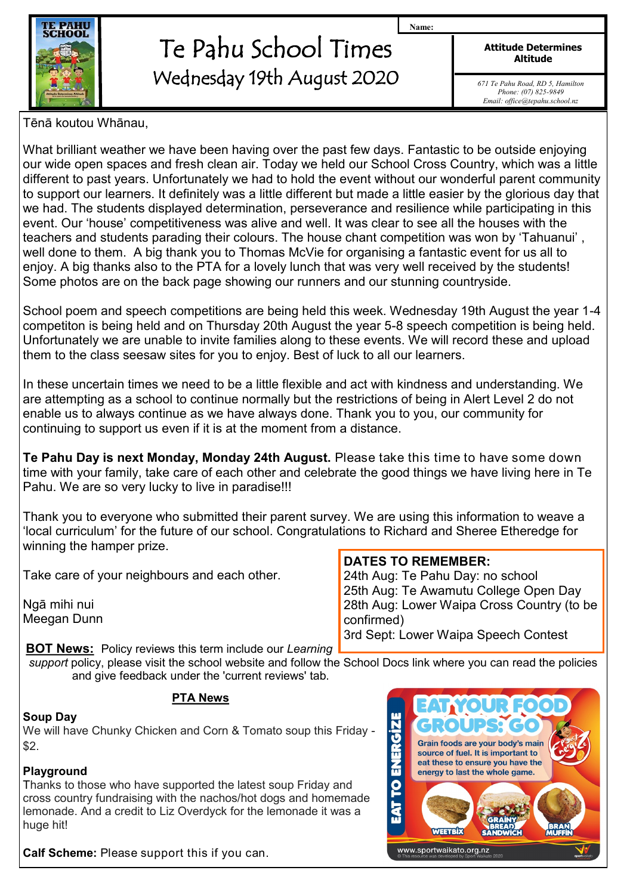# Te Pahu School Times

## Wednesday 19th August 2020

Name:

**Attitude Determines Altitude**

*671 Te Pahu Road, RD 5, Hamilton*
*Phone: (07) 825-9849*
*Email: office@tepahu.school.nz*

Tēnā koutou Whānau,

What brilliant weather we have been having over the past few days. Fantastic to be outside enjoying our wide open spaces and fresh clean air. Today we held our School Cross Country, which was a little different to past years. Unfortunately we had to hold the event without our wonderful parent community to support our learners. It definitely was a little different but made a little easier by the glorious day that we had. The students displayed determination, perseverance and resilience while participating in this event. Our 'house' competitiveness was alive and well. It was clear to see all the houses with the teachers and students parading their colours. The house chant competition was won by 'Tahuanui' , well done to them. A big thank you to Thomas McVie for organising a fantastic event for us all to enjoy. A big thanks also to the PTA for a lovely lunch that was very well received by the students! Some photos are on the back page showing our runners and our stunning countryside.

School poem and speech competitions are being held this week. Wednesday 19th August the year 1-4 competiton is being held and on Thursday 20th August the year 5-8 speech competition is being held. Unfortunately we are unable to invite families along to these events. We will record these and upload them to the class seesaw sites for you to enjoy. Best of luck to all our learners.

In these uncertain times we need to be a little flexible and act with kindness and understanding. We are attempting as a school to continue normally but the restrictions of being in Alert Level 2 do not enable us to always continue as we have always done. Thank you to you, our community for continuing to support us even if it is at the moment from a distance.

**Te Pahu Day is next Monday, Monday 24th August.** Please take this time to have some down time with your family, take care of each other and celebrate the good things we have living here in Te Pahu. We are so very lucky to live in paradise!!!

Thank you to everyone who submitted their parent survey. We are using this information to weave a 'local curriculum' for the future of our school. Congratulations to Richard and Sheree Etheredge for winning the hamper prize.

Take care of your neighbours and each other.

Ngā mihi nui
Meegan Dunn

**DATES TO REMEMBER:**
24th Aug: Te Pahu Day: no school
25th Aug: Te Awamutu College Open Day
28th Aug: Lower Waipa Cross Country (to be confirmed)
3rd Sept: Lower Waipa Speech Contest

**BOT News:** Policy reviews this term include our *Learning support* policy, please visit the school website and follow the School Docs link where you can read the policies and give feedback under the 'current reviews' tab.

## PTA News

**Soup Day**
We will have Chunky Chicken and Corn & Tomato soup this Friday - $2.

**Playground**
Thanks to those who have supported the latest soup Friday and cross country fundraising with the nachos/hot dogs and homemade lemonade. And a credit to Liz Overdyck for the lemonade it was a huge hit!

**Calf Scheme:** Please support this if you can.

**EAT YOUR FOOD GROUPS: GO**
EAT TO ENERGIZE
Grain foods are your body's main source of fuel. It is important to eat these to ensure you have the energy to last the whole game.
WEETBIX — GRAINY BREAD SANDWICH — BRAN MUFFIN
www.sportwaikato.org.nz